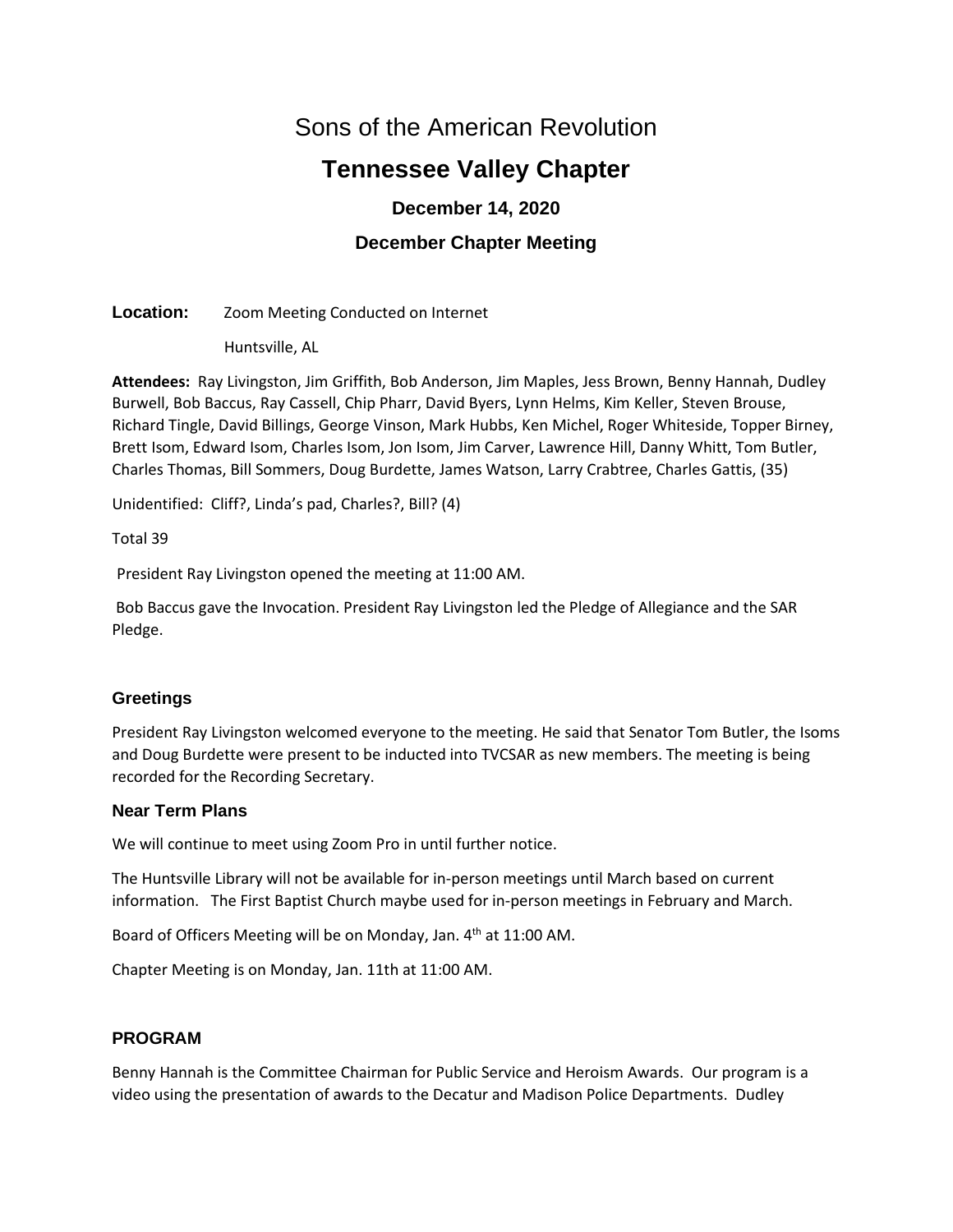# Sons of the American Revolution

## Tennessee Valley Chapter

### December 14, 2020

### December Chapter Meeting

**Location:** Zoom Meeting Conducted on Internet

Huntsville, AL

**Attendees:** Ray Livingston, Jim Griffith, Bob Anderson, Jim Maples, Jess Brown, Benny Hannah, Dudley Burwell, Bob Baccus, Ray Cassell, Chip Pharr, David Byers, Lynn Helms, Kim Keller, Steven Brouse, Richard Tingle, David Billings, George Vinson, Mark Hubbs, Ken Michel, Roger Whiteside, Topper Birney, Brett Isom, Edward Isom, Charles Isom, Jon Isom, Jim Carver, Lawrence Hill, Danny Whitt, Tom Butler, Charles Thomas, Bill Sommers, Doug Burdette, James Watson, Larry Crabtree, Charles Gattis, (35)

Unidentified: Cliff?, Linda's pad, Charles?, Bill? (4)

Total 39

President Ray Livingston opened the meeting at 11:00 AM.

Bob Baccus gave the Invocation. President Ray Livingston led the Pledge of Allegiance and the SAR Pledge.

### Greetings

President Ray Livingston welcomed everyone to the meeting. He said that Senator Tom Butler, the Isoms and Doug Burdette were present to be inducted into TVCSAR as new members. The meeting is being recorded for the Recording Secretary.

### Near Term Plans

We will continue to meet using Zoom Pro in until further notice.

The Huntsville Library will not be available for in-person meetings until March based on current information. The First Baptist Church maybe used for in-person meetings in February and March.

Board of Officers Meeting will be on Monday, Jan. 4th at 11:00 AM.

Chapter Meeting is on Monday, Jan. 11th at 11:00 AM.

### PROGRAM

Benny Hannah is the Committee Chairman for Public Service and Heroism Awards. Our program is a video using the presentation of awards to the Decatur and Madison Police Departments. Dudley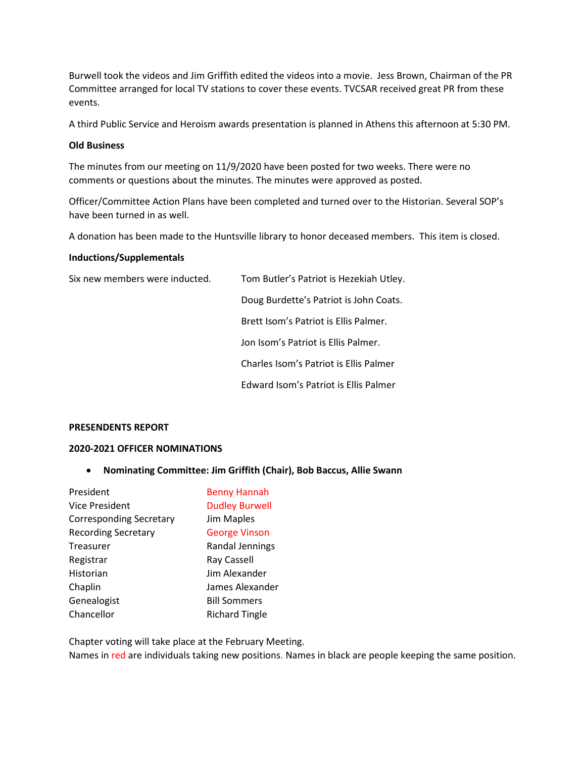Burwell took the videos and Jim Griffith edited the videos into a movie. Jess Brown, Chairman of the PR Committee arranged for local TV stations to cover these events. TVCSAR received great PR from these events.

A third Public Service and Heroism awards presentation is planned in Athens this afternoon at 5:30 PM.

**Old Business**

The minutes from our meeting on 11/9/2020 have been posted for two weeks. There were no comments or questions about the minutes. The minutes were approved as posted.

Officer/Committee Action Plans have been completed and turned over to the Historian. Several SOP's have been turned in as well.

A donation has been made to the Huntsville library to honor deceased members. This item is closed.

**Inductions/Supplementals**

Six new members were inducted.

- Tom Butler's Patriot is Hezekiah Utley.
- Doug Burdette's Patriot is John Coats.
- Brett Isom's Patriot is Ellis Palmer.
- Jon Isom's Patriot is Ellis Palmer.
- Charles Isom's Patriot is Ellis Palmer
- Edward Isom's Patriot is Ellis Palmer

**PRESENDENTS REPORT**

**2020-2021 OFFICER NOMINATIONS**

- **Nominating Committee: Jim Griffith (Chair), Bob Baccus, Allie Swann**

| | |
|---|---|
| President | Benny Hannah |
| Vice President | Dudley Burwell |
| Corresponding Secretary | Jim Maples |
| Recording Secretary | George Vinson |
| Treasurer | Randal Jennings |
| Registrar | Ray Cassell |
| Historian | Jim Alexander |
| Chaplin | James Alexander |
| Genealogist | Bill Sommers |
| Chancellor | Richard Tingle |

Chapter voting will take place at the February Meeting.
Names in red are individuals taking new positions. Names in black are people keeping the same position.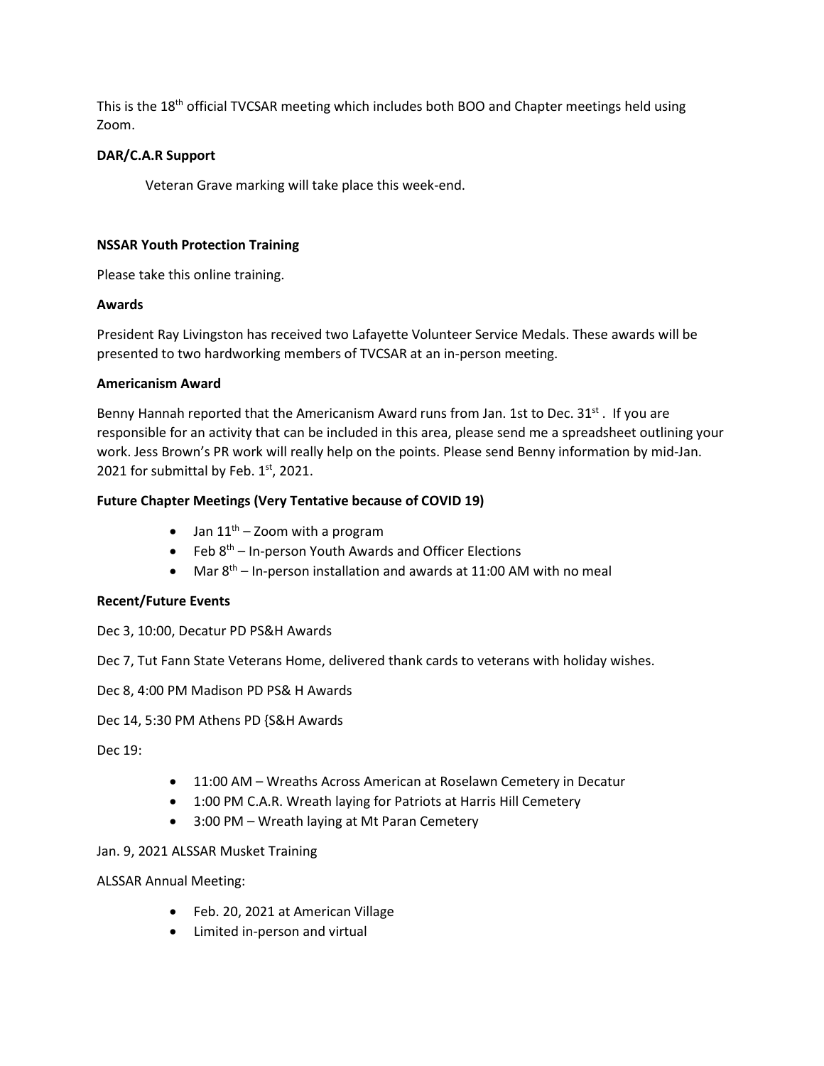This is the 18th official TVCSAR meeting which includes both BOO and Chapter meetings held using Zoom.

**DAR/C.A.R Support**

Veteran Grave marking will take place this week-end.

**NSSAR Youth Protection Training**

Please take this online training.

**Awards**

President Ray Livingston has received two Lafayette Volunteer Service Medals. These awards will be presented to two hardworking members of TVCSAR at an in-person meeting.

**Americanism Award**

Benny Hannah reported that the Americanism Award runs from Jan. 1st to Dec. 31st . If you are responsible for an activity that can be included in this area, please send me a spreadsheet outlining your work. Jess Brown's PR work will really help on the points. Please send Benny information by mid-Jan. 2021 for submittal by Feb. 1st, 2021.

**Future Chapter Meetings (Very Tentative because of COVID 19)**

- Jan 11th – Zoom with a program
- Feb 8th – In-person Youth Awards and Officer Elections
- Mar 8th – In-person installation and awards at 11:00 AM with no meal

**Recent/Future Events**

Dec 3, 10:00, Decatur PD PS&H Awards

Dec 7, Tut Fann State Veterans Home, delivered thank cards to veterans with holiday wishes.

Dec 8, 4:00 PM Madison PD PS& H Awards

Dec 14, 5:30 PM Athens PD {S&H Awards

Dec 19:

- 11:00 AM – Wreaths Across American at Roselawn Cemetery in Decatur
- 1:00 PM C.A.R. Wreath laying for Patriots at Harris Hill Cemetery
- 3:00 PM – Wreath laying at Mt Paran Cemetery

Jan. 9, 2021 ALSSAR Musket Training

ALSSAR Annual Meeting:

- Feb. 20, 2021 at American Village
- Limited in-person and virtual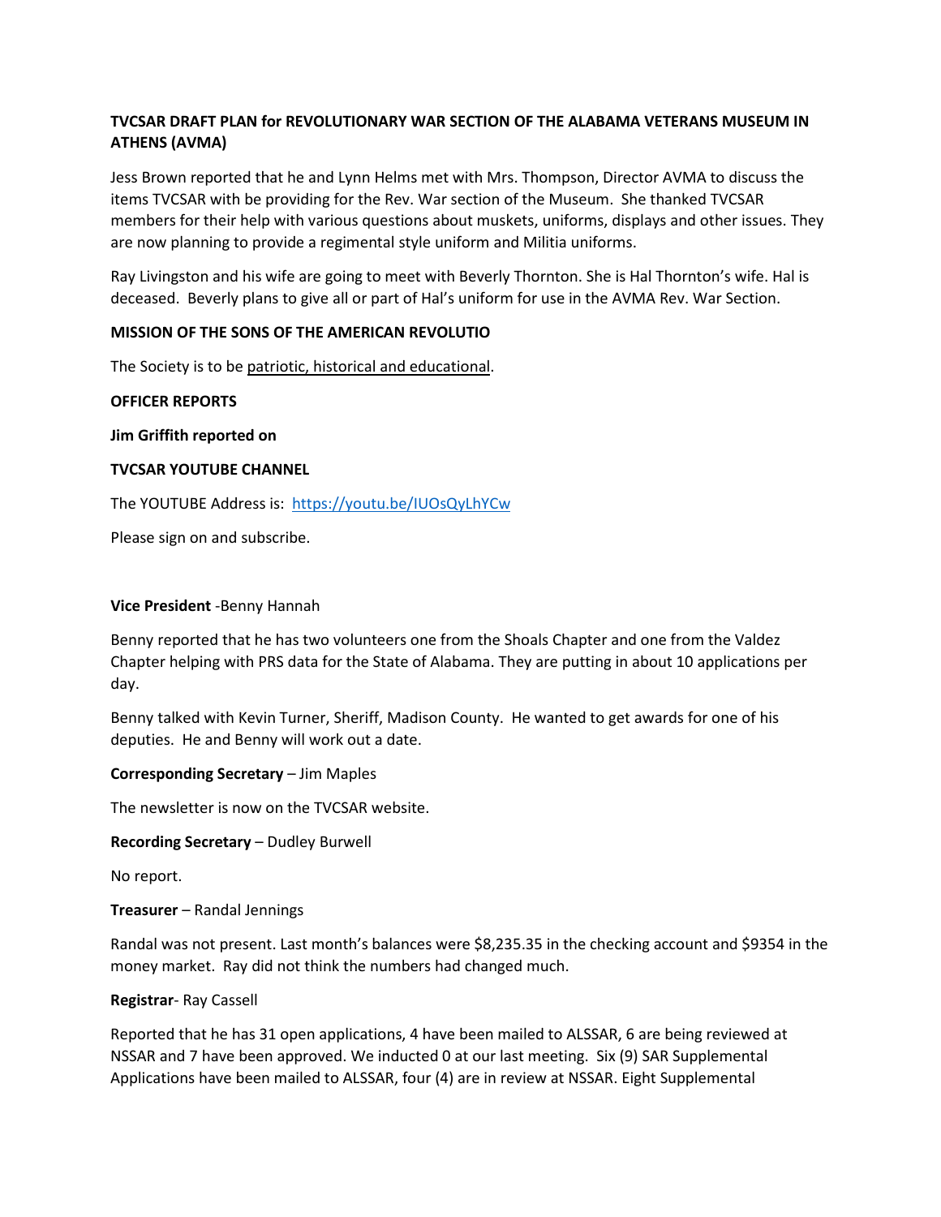**TVCSAR DRAFT PLAN for REVOLUTIONARY WAR SECTION OF THE ALABAMA VETERANS MUSEUM IN ATHENS (AVMA)**

Jess Brown reported that he and Lynn Helms met with Mrs. Thompson, Director AVMA to discuss the items TVCSAR with be providing for the Rev. War section of the Museum. She thanked TVCSAR members for their help with various questions about muskets, uniforms, displays and other issues. They are now planning to provide a regimental style uniform and Militia uniforms.

Ray Livingston and his wife are going to meet with Beverly Thornton. She is Hal Thornton's wife. Hal is deceased. Beverly plans to give all or part of Hal's uniform for use in the AVMA Rev. War Section.

**MISSION OF THE SONS OF THE AMERICAN REVOLUTIO**

The Society is to be patriotic, historical and educational.

**OFFICER REPORTS**

**Jim Griffith reported on**

**TVCSAR YOUTUBE CHANNEL**

The YOUTUBE Address is: https://youtu.be/IUOsQyLhYCw

Please sign on and subscribe.

**Vice President** -Benny Hannah

Benny reported that he has two volunteers one from the Shoals Chapter and one from the Valdez Chapter helping with PRS data for the State of Alabama. They are putting in about 10 applications per day.

Benny talked with Kevin Turner, Sheriff, Madison County. He wanted to get awards for one of his deputies. He and Benny will work out a date.

**Corresponding Secretary** – Jim Maples

The newsletter is now on the TVCSAR website.

**Recording Secretary** – Dudley Burwell

No report.

**Treasurer** – Randal Jennings

Randal was not present. Last month's balances were $8,235.35 in the checking account and $9354 in the money market. Ray did not think the numbers had changed much.

**Registrar**- Ray Cassell

Reported that he has 31 open applications, 4 have been mailed to ALSSAR, 6 are being reviewed at NSSAR and 7 have been approved. We inducted 0 at our last meeting. Six (9) SAR Supplemental Applications have been mailed to ALSSAR, four (4) are in review at NSSAR. Eight Supplemental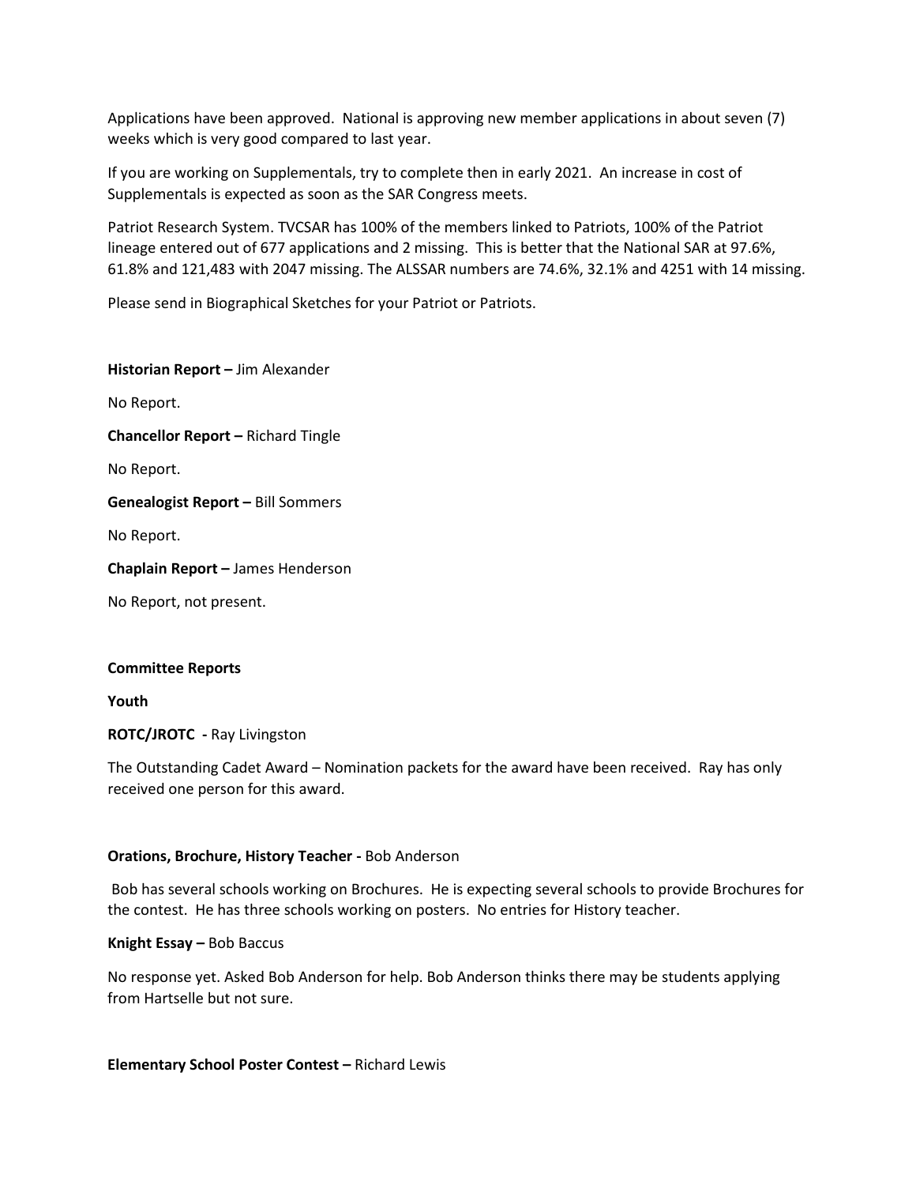Applications have been approved. National is approving new member applications in about seven (7) weeks which is very good compared to last year.

If you are working on Supplementals, try to complete then in early 2021. An increase in cost of Supplementals is expected as soon as the SAR Congress meets.

Patriot Research System. TVCSAR has 100% of the members linked to Patriots, 100% of the Patriot lineage entered out of 677 applications and 2 missing. This is better that the National SAR at 97.6%, 61.8% and 121,483 with 2047 missing. The ALSSAR numbers are 74.6%, 32.1% and 4251 with 14 missing.

Please send in Biographical Sketches for your Patriot or Patriots.

**Historian Report –** Jim Alexander

No Report.

**Chancellor Report –** Richard Tingle

No Report.

**Genealogist Report –** Bill Sommers

No Report.

**Chaplain Report –** James Henderson

No Report, not present.

**Committee Reports**

**Youth**

**ROTC/JROTC -** Ray Livingston

The Outstanding Cadet Award – Nomination packets for the award have been received. Ray has only received one person for this award.

**Orations, Brochure, History Teacher -** Bob Anderson

Bob has several schools working on Brochures. He is expecting several schools to provide Brochures for the contest. He has three schools working on posters. No entries for History teacher.

**Knight Essay –** Bob Baccus

No response yet. Asked Bob Anderson for help. Bob Anderson thinks there may be students applying from Hartselle but not sure.

**Elementary School Poster Contest –** Richard Lewis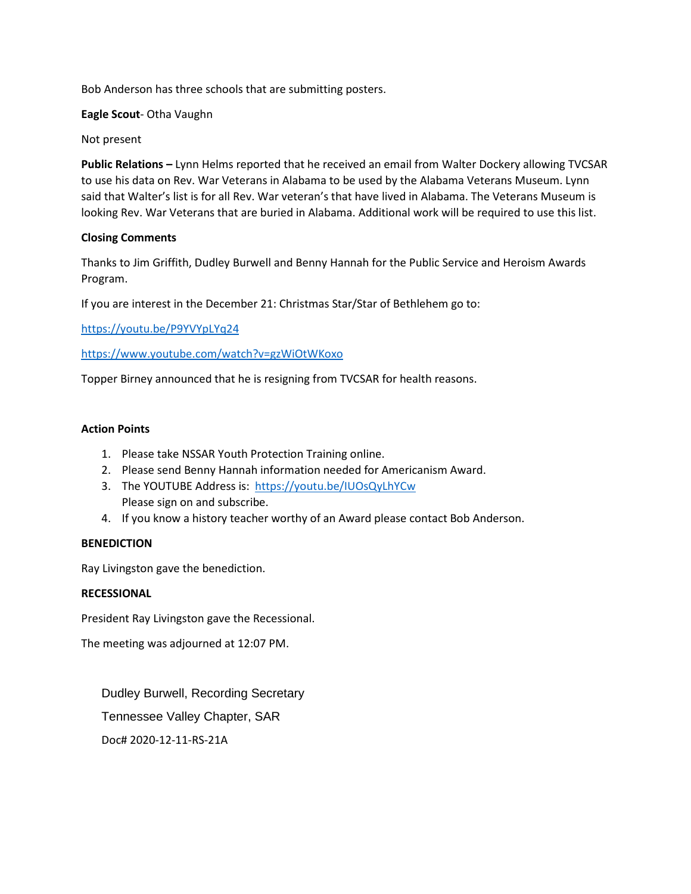Bob Anderson has three schools that are submitting posters.

**Eagle Scout**- Otha Vaughn

Not present

**Public Relations –** Lynn Helms reported that he received an email from Walter Dockery allowing TVCSAR to use his data on Rev. War Veterans in Alabama to be used by the Alabama Veterans Museum. Lynn said that Walter's list is for all Rev. War veteran's that have lived in Alabama. The Veterans Museum is looking Rev. War Veterans that are buried in Alabama. Additional work will be required to use this list.

**Closing Comments**

Thanks to Jim Griffith, Dudley Burwell and Benny Hannah for the Public Service and Heroism Awards Program.

If you are interest in the December 21: Christmas Star/Star of Bethlehem go to:

https://youtu.be/P9YVYpLYq24

https://www.youtube.com/watch?v=gzWiOtWKoxo

Topper Birney announced that he is resigning from TVCSAR for health reasons.

**Action Points**

1. Please take NSSAR Youth Protection Training online.
2. Please send Benny Hannah information needed for Americanism Award.
3. The YOUTUBE Address is: https://youtu.be/IUOsQyLhYCw
   Please sign on and subscribe.
4. If you know a history teacher worthy of an Award please contact Bob Anderson.

**BENEDICTION**

Ray Livingston gave the benediction.

**RECESSIONAL**

President Ray Livingston gave the Recessional.

The meeting was adjourned at 12:07 PM.

Dudley Burwell, Recording Secretary

Tennessee Valley Chapter, SAR

Doc# 2020-12-11-RS-21A